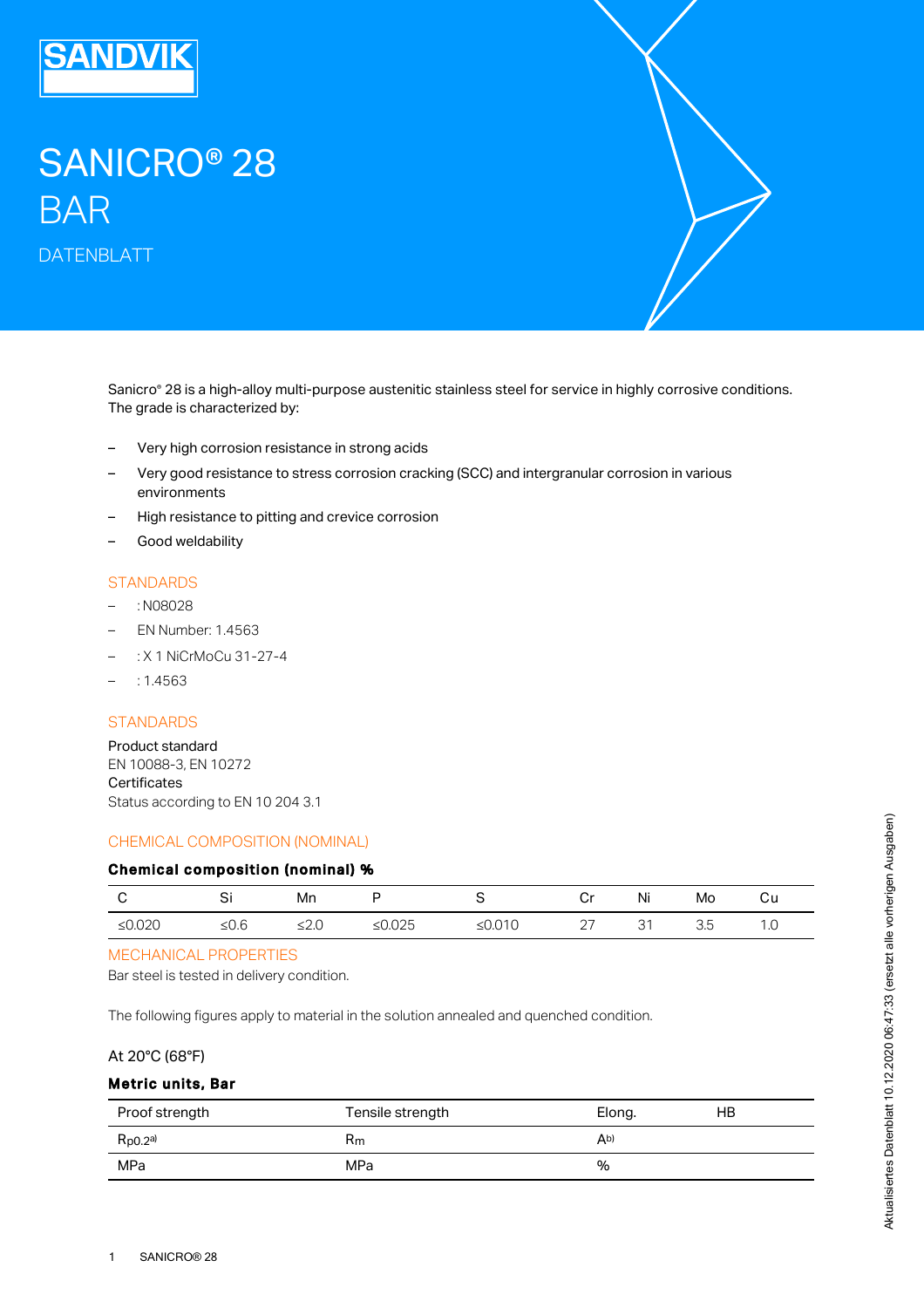# SANICRO® 28 BAR

DATENBLATT

Sanicro® 28 is a high-alloy multi-purpose austenitic stainless steel for service in highly corrosive conditions. The grade is characterized by:

- Very high corrosion resistance in strong acids
- Very good resistance to stress corrosion cracking (SCC) and intergranular corrosion in various environments
- High resistance to pitting and crevice corrosion
- Good weldability

## STANDARDS

- : N08028
- EN Number: 1.4563
- : X 1 NiCrMoCu 31-27-4
- : 1.4563

## STANDARDS

Product standard
EN 10088-3, EN 10272
Certificates
Status according to EN 10 204 3.1

## CHEMICAL COMPOSITION (NOMINAL)

**Chemical composition (nominal) %**

| C | Si | Mn | P | S | Cr | Ni | Mo | Cu |
|---|---|---|---|---|---|---|---|---|
| ≤0.020 | ≤0.6 | ≤2.0 | ≤0.025 | ≤0.010 | 27 | 31 | 3.5 | 1.0 |

## MECHANICAL PROPERTIES

Bar steel is tested in delivery condition.

The following figures apply to material in the solution annealed and quenched condition.

At 20°C (68°F)

**Metric units, Bar**

| Proof strength | Tensile strength | Elong. | HB |
|---|---|---|---|
| $R_{p0.2}$[a] | $R_m$ | A[b] | |
| MPa | MPa | % | |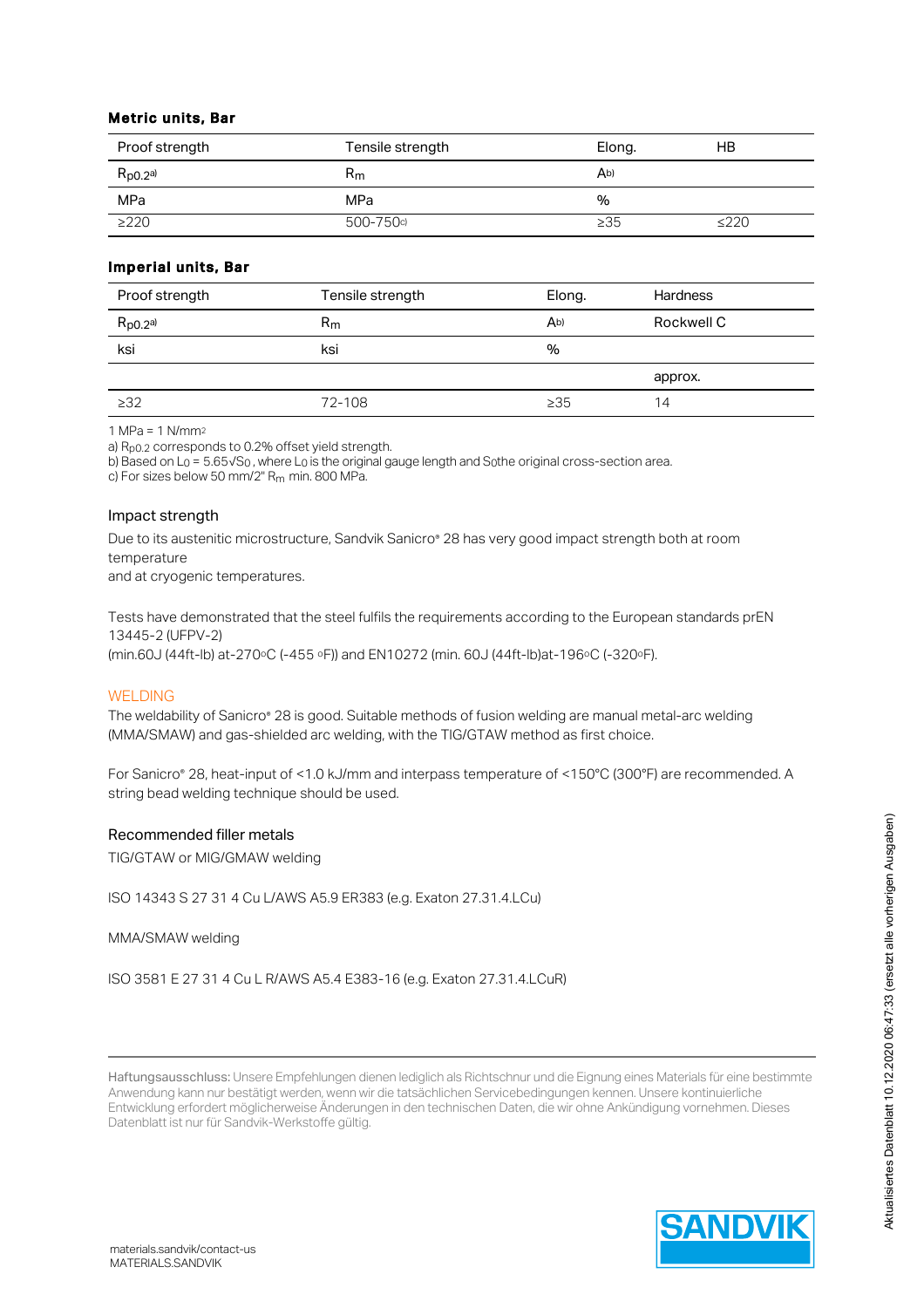#### Metric units, Bar

| Proof strength | Tensile strength | Elong. | HB |
|---|---|---|---|
| $R_{p0.2}$[a)] | $R_m$ | A[b)] | |
| MPa | MPa | % | |
| ≥220 | 500-750[c)] | ≥35 | ≤220 |

#### Imperial units, Bar

| Proof strength | Tensile strength | Elong. | Hardness |
|---|---|---|---|
| $R_{p0.2}$[a)] | $R_m$ | A[b)] | Rockwell C |
| ksi | ksi | % | |
| | | | approx. |
| ≥32 | 72-108 | ≥35 | 14 |

1 MPa = 1 N/mm$^2$

a) $R_{p0.2}$ corresponds to 0.2% offset yield strength.

b) Based on $L_0 = 5.65\sqrt{S_0}$ , where $L_0$ is the original gauge length and $S_0$the original cross-section area.

c) For sizes below 50 mm/2" $R_m$ min. 800 MPa.

### Impact strength

Due to its austenitic microstructure, Sandvik Sanicro® 28 has very good impact strength both at room temperature
and at cryogenic temperatures.

Tests have demonstrated that the steel fulfils the requirements according to the European standards prEN 13445-2 (UFPV-2)
(min.60J (44ft-lb) at-270°C (-455 °F)) and EN10272 (min. 60J (44ft-lb)at-196°C (-320°F).

## WELDING

The weldability of Sanicro® 28 is good. Suitable methods of fusion welding are manual metal-arc welding (MMA/SMAW) and gas-shielded arc welding, with the TIG/GTAW method as first choice.

For Sanicro® 28, heat-input of <1.0 kJ/mm and interpass temperature of <150°C (300°F) are recommended. A string bead welding technique should be used.

### Recommended filler metals

TIG/GTAW or MIG/GMAW welding

ISO 14343 S 27 31 4 Cu L/AWS A5.9 ER383 (e.g. Exaton 27.31.4.LCu)

MMA/SMAW welding

ISO 3581 E 27 31 4 Cu L R/AWS A5.4 E383-16 (e.g. Exaton 27.31.4.LCuR)

Haftungsausschluss: Unsere Empfehlungen dienen lediglich als Richtschnur und die Eignung eines Materials für eine bestimmte Anwendung kann nur bestätigt werden, wenn wir die tatsächlichen Servicebedingungen kennen. Unsere kontinuierliche Entwicklung erfordert möglicherweise Änderungen in den technischen Daten, die wir ohne Ankündigung vornehmen. Dieses Datenblatt ist nur für Sandvik-Werkstoffe gültig.

materials.sandvik/contact-us
MATERIALS.SANDVIK

SANDVIK

Aktualisiertes Datenblatt 10.12.2020 06:47:33 (ersetzt alle vorherigen Ausgaben)